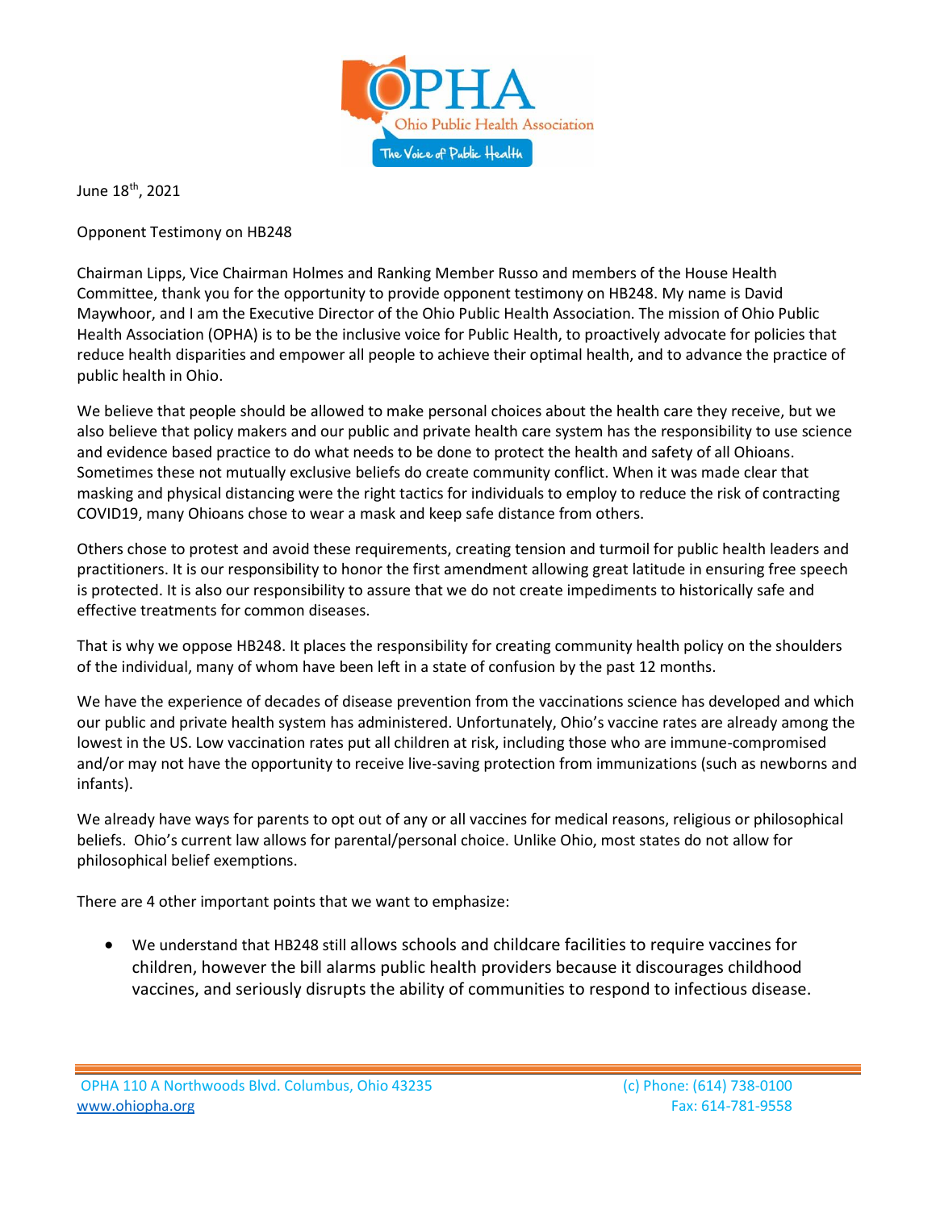June 18th, 2021

Opponent Testimony on HB248

Chairman Lipps, Vice Chairman Holmes and Ranking Member Russo and members of the House Health Committee, thank you for the opportunity to provide opponent testimony on HB248. My name is David Maywhoor, and I am the Executive Director of the Ohio Public Health Association. The mission of Ohio Public Health Association (OPHA) is to be the inclusive voice for Public Health, to proactively advocate for policies that reduce health disparities and empower all people to achieve their optimal health, and to advance the practice of public health in Ohio.

We believe that people should be allowed to make personal choices about the health care they receive, but we also believe that policy makers and our public and private health care system has the responsibility to use science and evidence based practice to do what needs to be done to protect the health and safety of all Ohioans. Sometimes these not mutually exclusive beliefs do create community conflict. When it was made clear that masking and physical distancing were the right tactics for individuals to employ to reduce the risk of contracting COVID19, many Ohioans chose to wear a mask and keep safe distance from others.

Others chose to protest and avoid these requirements, creating tension and turmoil for public health leaders and practitioners. It is our responsibility to honor the first amendment allowing great latitude in ensuring free speech is protected. It is also our responsibility to assure that we do not create impediments to historically safe and effective treatments for common diseases.

That is why we oppose HB248. It places the responsibility for creating community health policy on the shoulders of the individual, many of whom have been left in a state of confusion by the past 12 months.

We have the experience of decades of disease prevention from the vaccinations science has developed and which our public and private health system has administered. Unfortunately, Ohio's vaccine rates are already among the lowest in the US. Low vaccination rates put all children at risk, including those who are immune-compromised and/or may not have the opportunity to receive live-saving protection from immunizations (such as newborns and infants).

We already have ways for parents to opt out of any or all vaccines for medical reasons, religious or philosophical beliefs. Ohio's current law allows for parental/personal choice. Unlike Ohio, most states do not allow for philosophical belief exemptions.

There are 4 other important points that we want to emphasize:

- We understand that HB248 still allows schools and childcare facilities to require vaccines for children, however the bill alarms public health providers because it discourages childhood vaccines, and seriously disrupts the ability of communities to respond to infectious disease.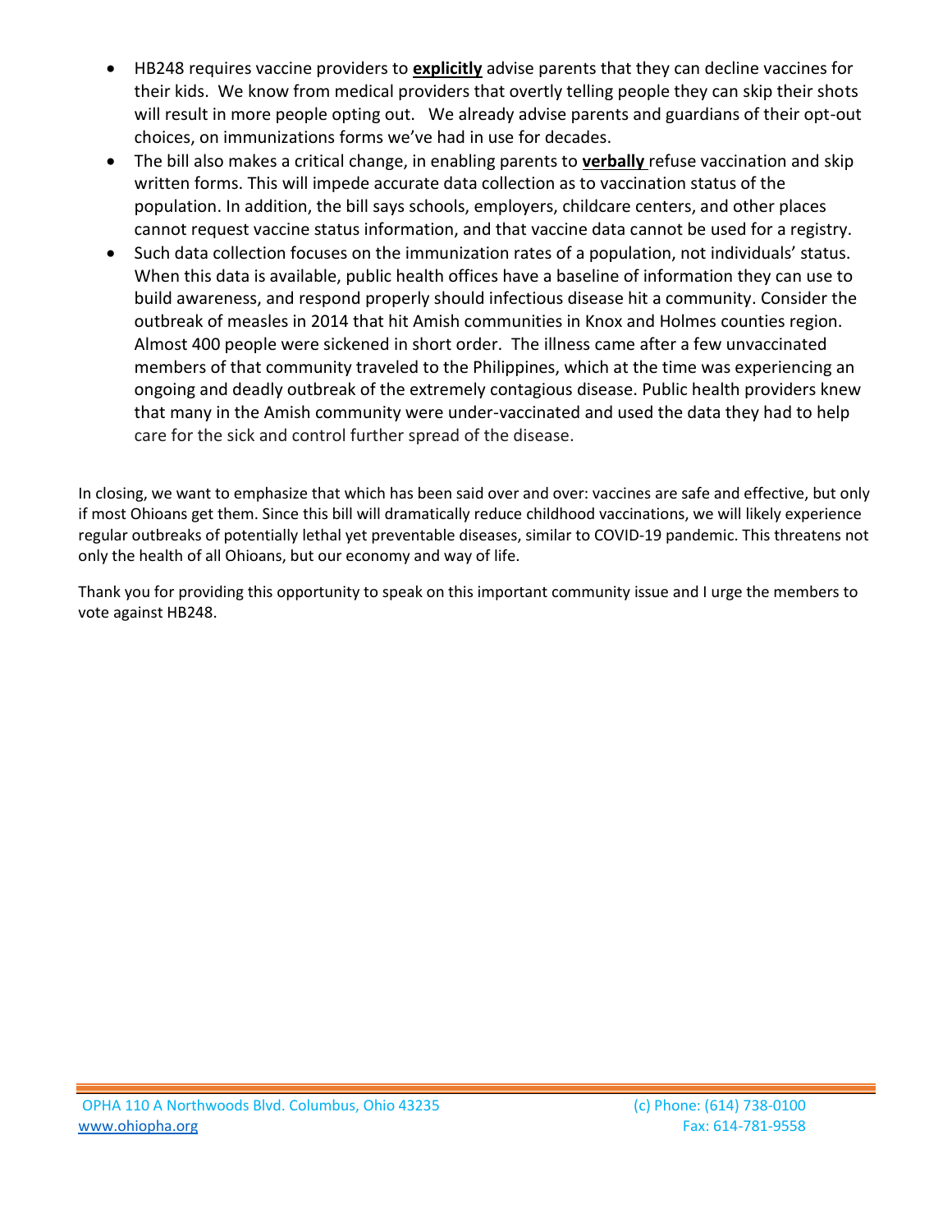- HB248 requires vaccine providers to **explicitly** advise parents that they can decline vaccines for their kids. We know from medical providers that overtly telling people they can skip their shots will result in more people opting out. We already advise parents and guardians of their opt-out choices, on immunizations forms we've had in use for decades.
- The bill also makes a critical change, in enabling parents to **verbally** refuse vaccination and skip written forms. This will impede accurate data collection as to vaccination status of the population. In addition, the bill says schools, employers, childcare centers, and other places cannot request vaccine status information, and that vaccine data cannot be used for a registry.
- Such data collection focuses on the immunization rates of a population, not individuals' status. When this data is available, public health offices have a baseline of information they can use to build awareness, and respond properly should infectious disease hit a community. Consider the outbreak of measles in 2014 that hit Amish communities in Knox and Holmes counties region. Almost 400 people were sickened in short order. The illness came after a few unvaccinated members of that community traveled to the Philippines, which at the time was experiencing an ongoing and deadly outbreak of the extremely contagious disease. Public health providers knew that many in the Amish community were under-vaccinated and used the data they had to help care for the sick and control further spread of the disease.

In closing, we want to emphasize that which has been said over and over: vaccines are safe and effective, but only if most Ohioans get them. Since this bill will dramatically reduce childhood vaccinations, we will likely experience regular outbreaks of potentially lethal yet preventable diseases, similar to COVID-19 pandemic. This threatens not only the health of all Ohioans, but our economy and way of life.

Thank you for providing this opportunity to speak on this important community issue and I urge the members to vote against HB248.

OPHA 110 A Northwoods Blvd. Columbus, Ohio 43235 (c) Phone: (614) 738-0100
www.ohiopha.org Fax: 614-781-9558